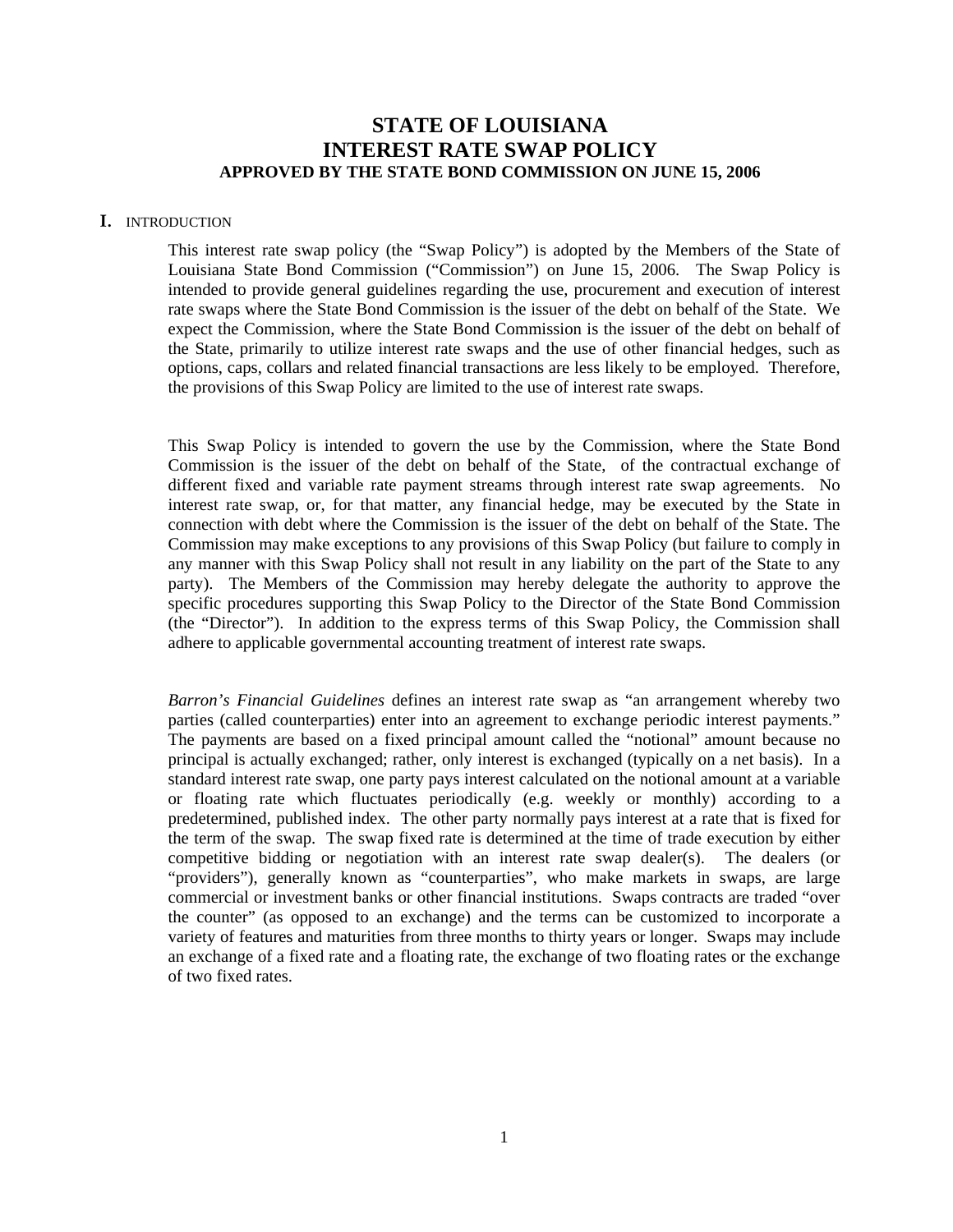# STATE OF LOUISIANA
# INTEREST RATE SWAP POLICY
### APPROVED BY THE STATE BOND COMMISSION ON JUNE 15, 2006

## I. INTRODUCTION

This interest rate swap policy (the "Swap Policy") is adopted by the Members of the State of Louisiana State Bond Commission ("Commission") on June 15, 2006. The Swap Policy is intended to provide general guidelines regarding the use, procurement and execution of interest rate swaps where the State Bond Commission is the issuer of the debt on behalf of the State. We expect the Commission, where the State Bond Commission is the issuer of the debt on behalf of the State, primarily to utilize interest rate swaps and the use of other financial hedges, such as options, caps, collars and related financial transactions are less likely to be employed. Therefore, the provisions of this Swap Policy are limited to the use of interest rate swaps.

This Swap Policy is intended to govern the use by the Commission, where the State Bond Commission is the issuer of the debt on behalf of the State, of the contractual exchange of different fixed and variable rate payment streams through interest rate swap agreements. No interest rate swap, or, for that matter, any financial hedge, may be executed by the State in connection with debt where the Commission is the issuer of the debt on behalf of the State. The Commission may make exceptions to any provisions of this Swap Policy (but failure to comply in any manner with this Swap Policy shall not result in any liability on the part of the State to any party). The Members of the Commission may hereby delegate the authority to approve the specific procedures supporting this Swap Policy to the Director of the State Bond Commission (the "Director"). In addition to the express terms of this Swap Policy, the Commission shall adhere to applicable governmental accounting treatment of interest rate swaps.

*Barron's Financial Guidelines* defines an interest rate swap as "an arrangement whereby two parties (called counterparties) enter into an agreement to exchange periodic interest payments." The payments are based on a fixed principal amount called the "notional" amount because no principal is actually exchanged; rather, only interest is exchanged (typically on a net basis). In a standard interest rate swap, one party pays interest calculated on the notional amount at a variable or floating rate which fluctuates periodically (e.g. weekly or monthly) according to a predetermined, published index. The other party normally pays interest at a rate that is fixed for the term of the swap. The swap fixed rate is determined at the time of trade execution by either competitive bidding or negotiation with an interest rate swap dealer(s). The dealers (or "providers"), generally known as "counterparties", who make markets in swaps, are large commercial or investment banks or other financial institutions. Swaps contracts are traded "over the counter" (as opposed to an exchange) and the terms can be customized to incorporate a variety of features and maturities from three months to thirty years or longer. Swaps may include an exchange of a fixed rate and a floating rate, the exchange of two floating rates or the exchange of two fixed rates.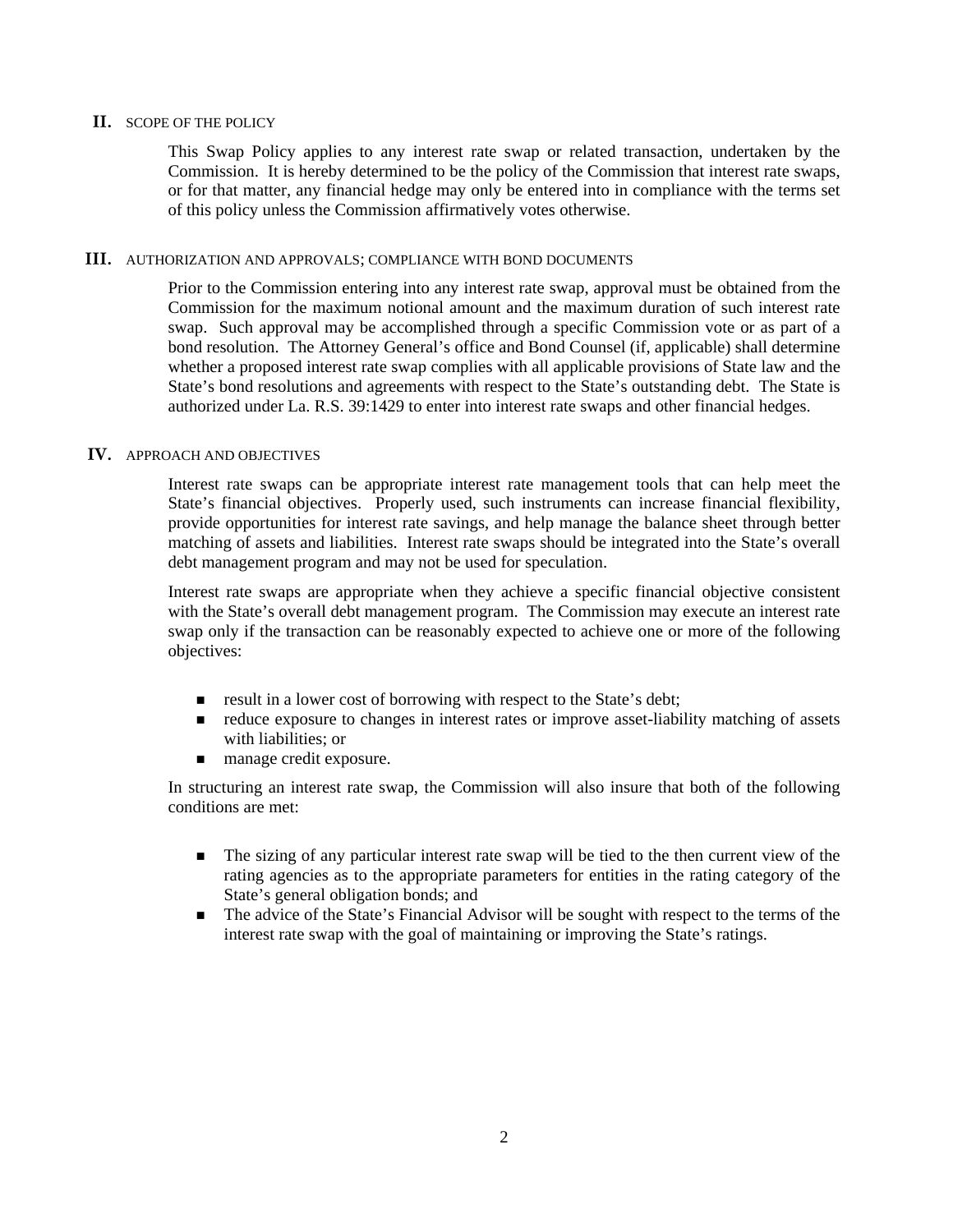## II. SCOPE OF THE POLICY

This Swap Policy applies to any interest rate swap or related transaction, undertaken by the Commission. It is hereby determined to be the policy of the Commission that interest rate swaps, or for that matter, any financial hedge may only be entered into in compliance with the terms set of this policy unless the Commission affirmatively votes otherwise.

## III. AUTHORIZATION AND APPROVALS; COMPLIANCE WITH BOND DOCUMENTS

Prior to the Commission entering into any interest rate swap, approval must be obtained from the Commission for the maximum notional amount and the maximum duration of such interest rate swap. Such approval may be accomplished through a specific Commission vote or as part of a bond resolution. The Attorney General's office and Bond Counsel (if, applicable) shall determine whether a proposed interest rate swap complies with all applicable provisions of State law and the State's bond resolutions and agreements with respect to the State's outstanding debt. The State is authorized under La. R.S. 39:1429 to enter into interest rate swaps and other financial hedges.

## IV. APPROACH AND OBJECTIVES

Interest rate swaps can be appropriate interest rate management tools that can help meet the State's financial objectives. Properly used, such instruments can increase financial flexibility, provide opportunities for interest rate savings, and help manage the balance sheet through better matching of assets and liabilities. Interest rate swaps should be integrated into the State's overall debt management program and may not be used for speculation.

Interest rate swaps are appropriate when they achieve a specific financial objective consistent with the State's overall debt management program. The Commission may execute an interest rate swap only if the transaction can be reasonably expected to achieve one or more of the following objectives:

- result in a lower cost of borrowing with respect to the State's debt;
- reduce exposure to changes in interest rates or improve asset-liability matching of assets with liabilities; or
- manage credit exposure.

In structuring an interest rate swap, the Commission will also insure that both of the following conditions are met:

- The sizing of any particular interest rate swap will be tied to the then current view of the rating agencies as to the appropriate parameters for entities in the rating category of the State's general obligation bonds; and
- The advice of the State's Financial Advisor will be sought with respect to the terms of the interest rate swap with the goal of maintaining or improving the State's ratings.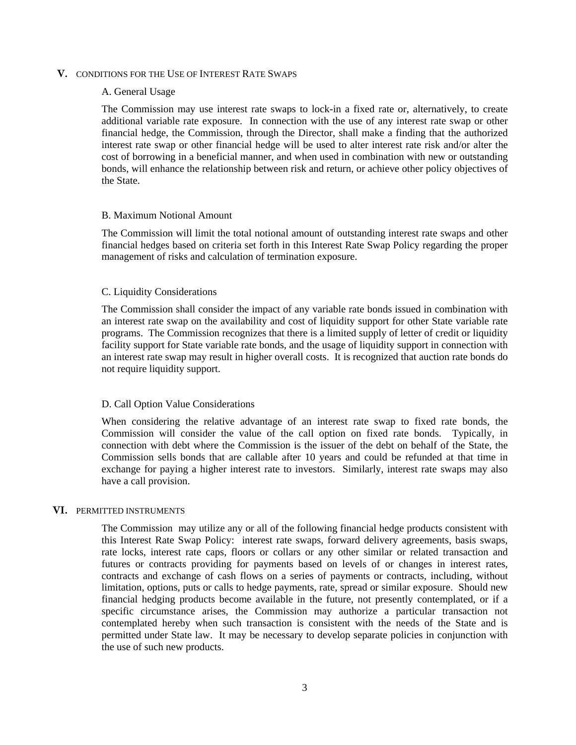## V. CONDITIONS FOR THE USE OF INTEREST RATE SWAPS

### A. General Usage

The Commission may use interest rate swaps to lock-in a fixed rate or, alternatively, to create additional variable rate exposure. In connection with the use of any interest rate swap or other financial hedge, the Commission, through the Director, shall make a finding that the authorized interest rate swap or other financial hedge will be used to alter interest rate risk and/or alter the cost of borrowing in a beneficial manner, and when used in combination with new or outstanding bonds, will enhance the relationship between risk and return, or achieve other policy objectives of the State.

### B. Maximum Notional Amount

The Commission will limit the total notional amount of outstanding interest rate swaps and other financial hedges based on criteria set forth in this Interest Rate Swap Policy regarding the proper management of risks and calculation of termination exposure.

### C. Liquidity Considerations

The Commission shall consider the impact of any variable rate bonds issued in combination with an interest rate swap on the availability and cost of liquidity support for other State variable rate programs. The Commission recognizes that there is a limited supply of letter of credit or liquidity facility support for State variable rate bonds, and the usage of liquidity support in connection with an interest rate swap may result in higher overall costs. It is recognized that auction rate bonds do not require liquidity support.

### D. Call Option Value Considerations

When considering the relative advantage of an interest rate swap to fixed rate bonds, the Commission will consider the value of the call option on fixed rate bonds. Typically, in connection with debt where the Commission is the issuer of the debt on behalf of the State, the Commission sells bonds that are callable after 10 years and could be refunded at that time in exchange for paying a higher interest rate to investors. Similarly, interest rate swaps may also have a call provision.

## VI. PERMITTED INSTRUMENTS

The Commission may utilize any or all of the following financial hedge products consistent with this Interest Rate Swap Policy: interest rate swaps, forward delivery agreements, basis swaps, rate locks, interest rate caps, floors or collars or any other similar or related transaction and futures or contracts providing for payments based on levels of or changes in interest rates, contracts and exchange of cash flows on a series of payments or contracts, including, without limitation, options, puts or calls to hedge payments, rate, spread or similar exposure. Should new financial hedging products become available in the future, not presently contemplated, or if a specific circumstance arises, the Commission may authorize a particular transaction not contemplated hereby when such transaction is consistent with the needs of the State and is permitted under State law. It may be necessary to develop separate policies in conjunction with the use of such new products.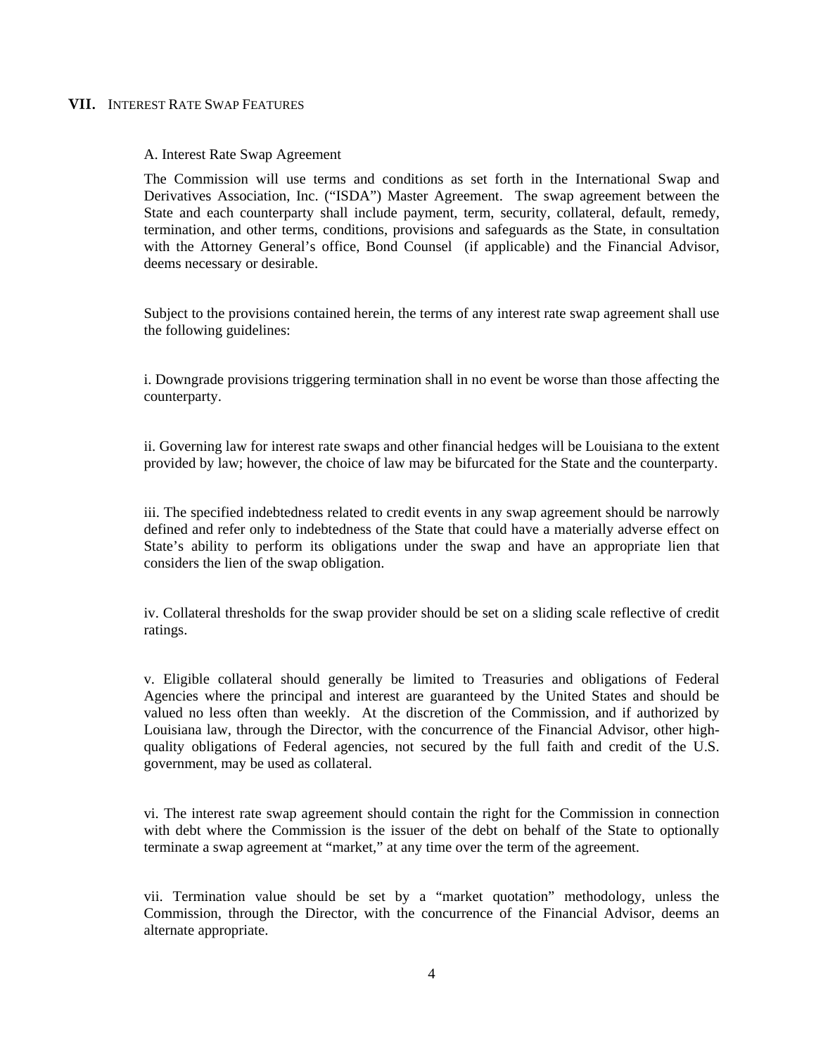## VII. INTEREST RATE SWAP FEATURES

### A. Interest Rate Swap Agreement

The Commission will use terms and conditions as set forth in the International Swap and Derivatives Association, Inc. ("ISDA") Master Agreement. The swap agreement between the State and each counterparty shall include payment, term, security, collateral, default, remedy, termination, and other terms, conditions, provisions and safeguards as the State, in consultation with the Attorney General's office, Bond Counsel (if applicable) and the Financial Advisor, deems necessary or desirable.

Subject to the provisions contained herein, the terms of any interest rate swap agreement shall use the following guidelines:

i. Downgrade provisions triggering termination shall in no event be worse than those affecting the counterparty.

ii. Governing law for interest rate swaps and other financial hedges will be Louisiana to the extent provided by law; however, the choice of law may be bifurcated for the State and the counterparty.

iii. The specified indebtedness related to credit events in any swap agreement should be narrowly defined and refer only to indebtedness of the State that could have a materially adverse effect on State's ability to perform its obligations under the swap and have an appropriate lien that considers the lien of the swap obligation.

iv. Collateral thresholds for the swap provider should be set on a sliding scale reflective of credit ratings.

v. Eligible collateral should generally be limited to Treasuries and obligations of Federal Agencies where the principal and interest are guaranteed by the United States and should be valued no less often than weekly. At the discretion of the Commission, and if authorized by Louisiana law, through the Director, with the concurrence of the Financial Advisor, other high-quality obligations of Federal agencies, not secured by the full faith and credit of the U.S. government, may be used as collateral.

vi. The interest rate swap agreement should contain the right for the Commission in connection with debt where the Commission is the issuer of the debt on behalf of the State to optionally terminate a swap agreement at "market," at any time over the term of the agreement.

vii. Termination value should be set by a "market quotation" methodology, unless the Commission, through the Director, with the concurrence of the Financial Advisor, deems an alternate appropriate.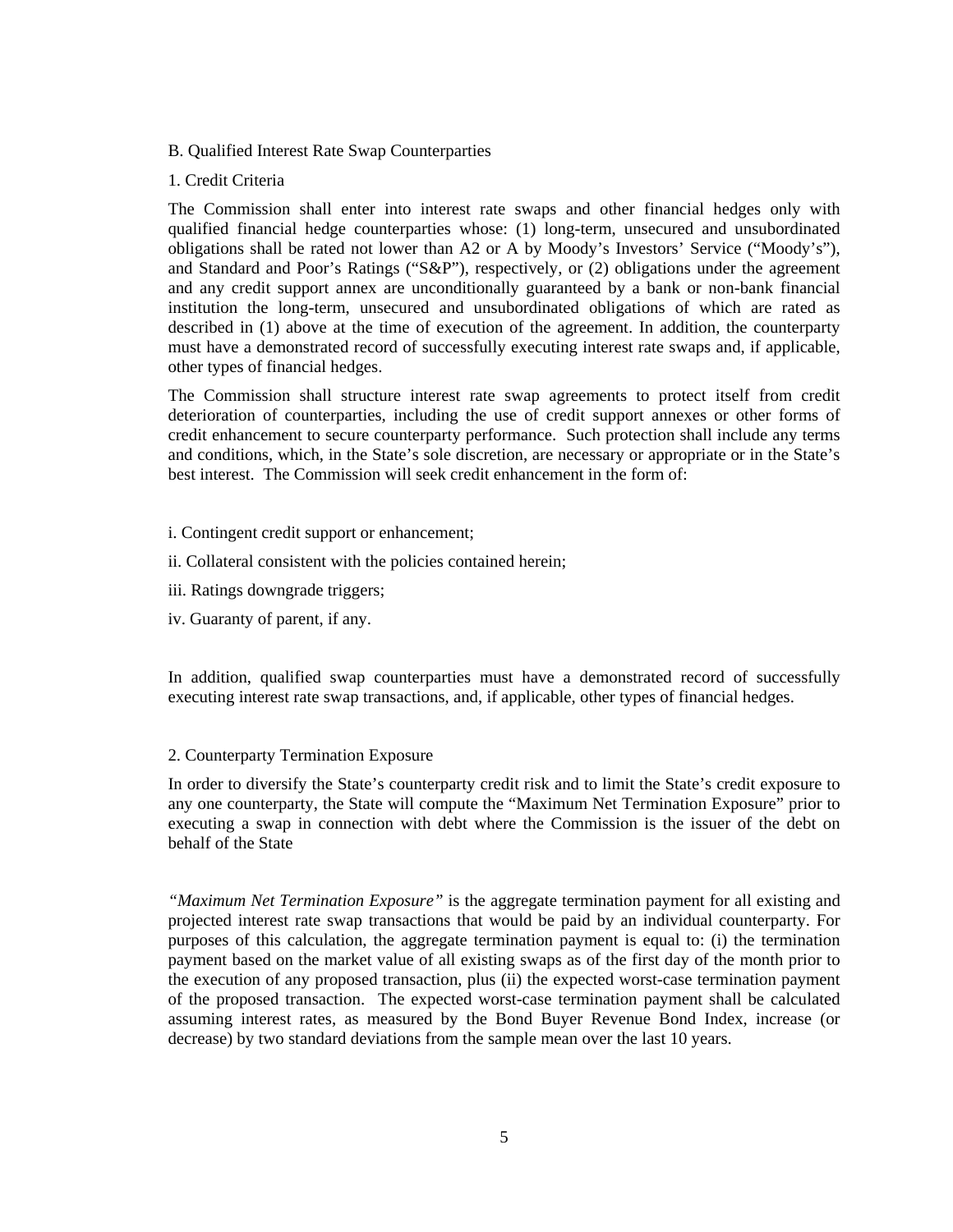B. Qualified Interest Rate Swap Counterparties

1. Credit Criteria

The Commission shall enter into interest rate swaps and other financial hedges only with qualified financial hedge counterparties whose: (1) long-term, unsecured and unsubordinated obligations shall be rated not lower than A2 or A by Moody's Investors' Service ("Moody's"), and Standard and Poor's Ratings ("S&P"), respectively, or (2) obligations under the agreement and any credit support annex are unconditionally guaranteed by a bank or non-bank financial institution the long-term, unsecured and unsubordinated obligations of which are rated as described in (1) above at the time of execution of the agreement. In addition, the counterparty must have a demonstrated record of successfully executing interest rate swaps and, if applicable, other types of financial hedges.

The Commission shall structure interest rate swap agreements to protect itself from credit deterioration of counterparties, including the use of credit support annexes or other forms of credit enhancement to secure counterparty performance. Such protection shall include any terms and conditions, which, in the State's sole discretion, are necessary or appropriate or in the State's best interest. The Commission will seek credit enhancement in the form of:

i. Contingent credit support or enhancement;

ii. Collateral consistent with the policies contained herein;

iii. Ratings downgrade triggers;

iv. Guaranty of parent, if any.

In addition, qualified swap counterparties must have a demonstrated record of successfully executing interest rate swap transactions, and, if applicable, other types of financial hedges.

2. Counterparty Termination Exposure

In order to diversify the State's counterparty credit risk and to limit the State's credit exposure to any one counterparty, the State will compute the "Maximum Net Termination Exposure" prior to executing a swap in connection with debt where the Commission is the issuer of the debt on behalf of the State

*"Maximum Net Termination Exposure"* is the aggregate termination payment for all existing and projected interest rate swap transactions that would be paid by an individual counterparty. For purposes of this calculation, the aggregate termination payment is equal to: (i) the termination payment based on the market value of all existing swaps as of the first day of the month prior to the execution of any proposed transaction, plus (ii) the expected worst-case termination payment of the proposed transaction. The expected worst-case termination payment shall be calculated assuming interest rates, as measured by the Bond Buyer Revenue Bond Index, increase (or decrease) by two standard deviations from the sample mean over the last 10 years.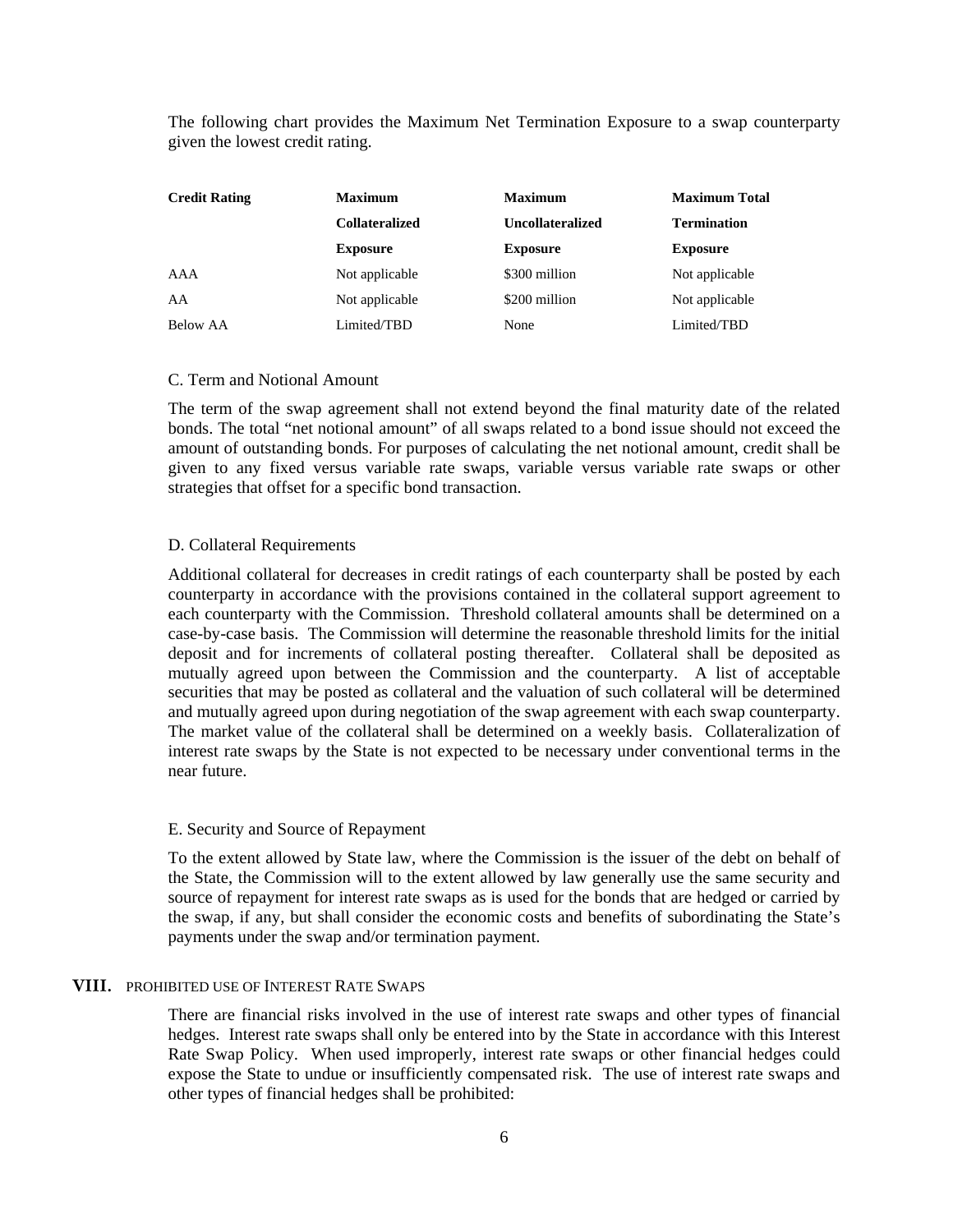The following chart provides the Maximum Net Termination Exposure to a swap counterparty given the lowest credit rating.

| Credit Rating | Maximum Collateralized Exposure | Maximum Uncollateralized Exposure | Maximum Total Termination Exposure |
|---|---|---|---|
| AAA | Not applicable | $300 million | Not applicable |
| AA | Not applicable | $200 million | Not applicable |
| Below AA | Limited/TBD | None | Limited/TBD |

### C. Term and Notional Amount

The term of the swap agreement shall not extend beyond the final maturity date of the related bonds. The total "net notional amount" of all swaps related to a bond issue should not exceed the amount of outstanding bonds. For purposes of calculating the net notional amount, credit shall be given to any fixed versus variable rate swaps, variable versus variable rate swaps or other strategies that offset for a specific bond transaction.

### D. Collateral Requirements

Additional collateral for decreases in credit ratings of each counterparty shall be posted by each counterparty in accordance with the provisions contained in the collateral support agreement to each counterparty with the Commission. Threshold collateral amounts shall be determined on a case-by-case basis. The Commission will determine the reasonable threshold limits for the initial deposit and for increments of collateral posting thereafter. Collateral shall be deposited as mutually agreed upon between the Commission and the counterparty. A list of acceptable securities that may be posted as collateral and the valuation of such collateral will be determined and mutually agreed upon during negotiation of the swap agreement with each swap counterparty. The market value of the collateral shall be determined on a weekly basis. Collateralization of interest rate swaps by the State is not expected to be necessary under conventional terms in the near future.

### E. Security and Source of Repayment

To the extent allowed by State law, where the Commission is the issuer of the debt on behalf of the State, the Commission will to the extent allowed by law generally use the same security and source of repayment for interest rate swaps as is used for the bonds that are hedged or carried by the swap, if any, but shall consider the economic costs and benefits of subordinating the State's payments under the swap and/or termination payment.

## VIII. PROHIBITED USE OF INTEREST RATE SWAPS

There are financial risks involved in the use of interest rate swaps and other types of financial hedges. Interest rate swaps shall only be entered into by the State in accordance with this Interest Rate Swap Policy. When used improperly, interest rate swaps or other financial hedges could expose the State to undue or insufficiently compensated risk. The use of interest rate swaps and other types of financial hedges shall be prohibited: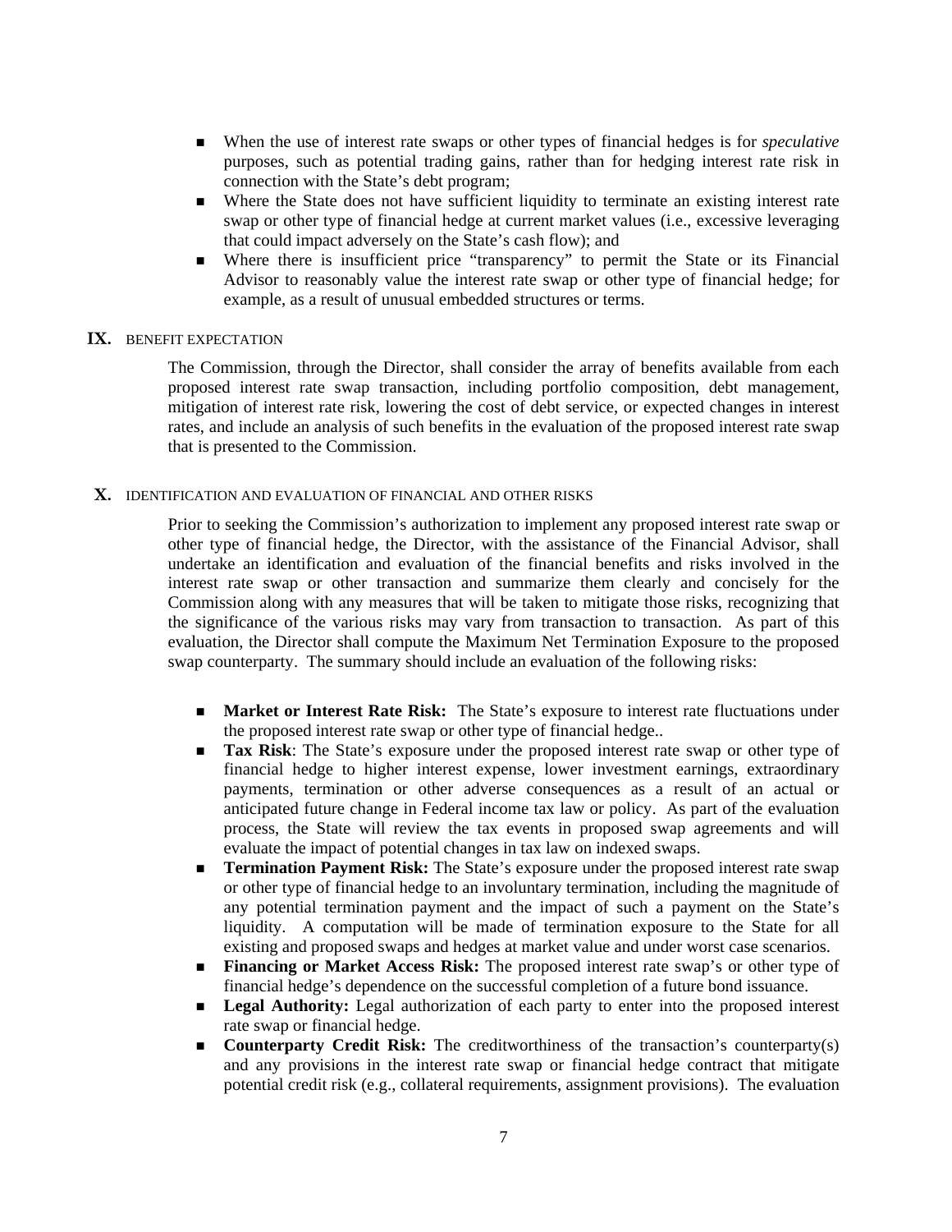- When the use of interest rate swaps or other types of financial hedges is for *speculative* purposes, such as potential trading gains, rather than for hedging interest rate risk in connection with the State's debt program;
- Where the State does not have sufficient liquidity to terminate an existing interest rate swap or other type of financial hedge at current market values (i.e., excessive leveraging that could impact adversely on the State's cash flow); and
- Where there is insufficient price "transparency" to permit the State or its Financial Advisor to reasonably value the interest rate swap or other type of financial hedge; for example, as a result of unusual embedded structures or terms.

## IX. BENEFIT EXPECTATION

The Commission, through the Director, shall consider the array of benefits available from each proposed interest rate swap transaction, including portfolio composition, debt management, mitigation of interest rate risk, lowering the cost of debt service, or expected changes in interest rates, and include an analysis of such benefits in the evaluation of the proposed interest rate swap that is presented to the Commission.

## X. IDENTIFICATION AND EVALUATION OF FINANCIAL AND OTHER RISKS

Prior to seeking the Commission's authorization to implement any proposed interest rate swap or other type of financial hedge, the Director, with the assistance of the Financial Advisor, shall undertake an identification and evaluation of the financial benefits and risks involved in the interest rate swap or other transaction and summarize them clearly and concisely for the Commission along with any measures that will be taken to mitigate those risks, recognizing that the significance of the various risks may vary from transaction to transaction. As part of this evaluation, the Director shall compute the Maximum Net Termination Exposure to the proposed swap counterparty. The summary should include an evaluation of the following risks:

- **Market or Interest Rate Risk:** The State's exposure to interest rate fluctuations under the proposed interest rate swap or other type of financial hedge..
- **Tax Risk**: The State's exposure under the proposed interest rate swap or other type of financial hedge to higher interest expense, lower investment earnings, extraordinary payments, termination or other adverse consequences as a result of an actual or anticipated future change in Federal income tax law or policy. As part of the evaluation process, the State will review the tax events in proposed swap agreements and will evaluate the impact of potential changes in tax law on indexed swaps.
- **Termination Payment Risk:** The State's exposure under the proposed interest rate swap or other type of financial hedge to an involuntary termination, including the magnitude of any potential termination payment and the impact of such a payment on the State's liquidity. A computation will be made of termination exposure to the State for all existing and proposed swaps and hedges at market value and under worst case scenarios.
- **Financing or Market Access Risk:** The proposed interest rate swap's or other type of financial hedge's dependence on the successful completion of a future bond issuance.
- **Legal Authority:** Legal authorization of each party to enter into the proposed interest rate swap or financial hedge.
- **Counterparty Credit Risk:** The creditworthiness of the transaction's counterparty(s) and any provisions in the interest rate swap or financial hedge contract that mitigate potential credit risk (e.g., collateral requirements, assignment provisions). The evaluation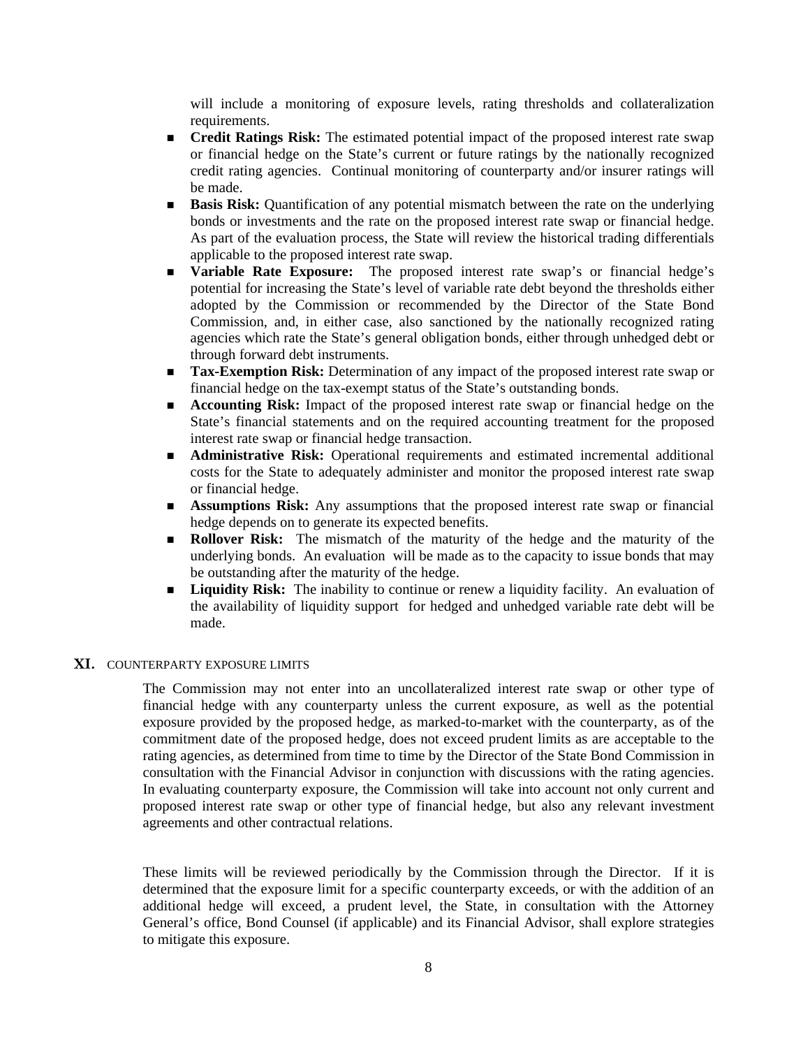will include a monitoring of exposure levels, rating thresholds and collateralization requirements.

- **Credit Ratings Risk:** The estimated potential impact of the proposed interest rate swap or financial hedge on the State's current or future ratings by the nationally recognized credit rating agencies. Continual monitoring of counterparty and/or insurer ratings will be made.
- **Basis Risk:** Quantification of any potential mismatch between the rate on the underlying bonds or investments and the rate on the proposed interest rate swap or financial hedge. As part of the evaluation process, the State will review the historical trading differentials applicable to the proposed interest rate swap.
- **Variable Rate Exposure:** The proposed interest rate swap's or financial hedge's potential for increasing the State's level of variable rate debt beyond the thresholds either adopted by the Commission or recommended by the Director of the State Bond Commission, and, in either case, also sanctioned by the nationally recognized rating agencies which rate the State's general obligation bonds, either through unhedged debt or through forward debt instruments.
- **Tax-Exemption Risk:** Determination of any impact of the proposed interest rate swap or financial hedge on the tax-exempt status of the State's outstanding bonds.
- **Accounting Risk:** Impact of the proposed interest rate swap or financial hedge on the State's financial statements and on the required accounting treatment for the proposed interest rate swap or financial hedge transaction.
- **Administrative Risk:** Operational requirements and estimated incremental additional costs for the State to adequately administer and monitor the proposed interest rate swap or financial hedge.
- **Assumptions Risk:** Any assumptions that the proposed interest rate swap or financial hedge depends on to generate its expected benefits.
- **Rollover Risk:** The mismatch of the maturity of the hedge and the maturity of the underlying bonds. An evaluation will be made as to the capacity to issue bonds that may be outstanding after the maturity of the hedge.
- **Liquidity Risk:** The inability to continue or renew a liquidity facility. An evaluation of the availability of liquidity support for hedged and unhedged variable rate debt will be made.

## XI. COUNTERPARTY EXPOSURE LIMITS

The Commission may not enter into an uncollateralized interest rate swap or other type of financial hedge with any counterparty unless the current exposure, as well as the potential exposure provided by the proposed hedge, as marked-to-market with the counterparty, as of the commitment date of the proposed hedge, does not exceed prudent limits as are acceptable to the rating agencies, as determined from time to time by the Director of the State Bond Commission in consultation with the Financial Advisor in conjunction with discussions with the rating agencies. In evaluating counterparty exposure, the Commission will take into account not only current and proposed interest rate swap or other type of financial hedge, but also any relevant investment agreements and other contractual relations.

These limits will be reviewed periodically by the Commission through the Director. If it is determined that the exposure limit for a specific counterparty exceeds, or with the addition of an additional hedge will exceed, a prudent level, the State, in consultation with the Attorney General's office, Bond Counsel (if applicable) and its Financial Advisor, shall explore strategies to mitigate this exposure.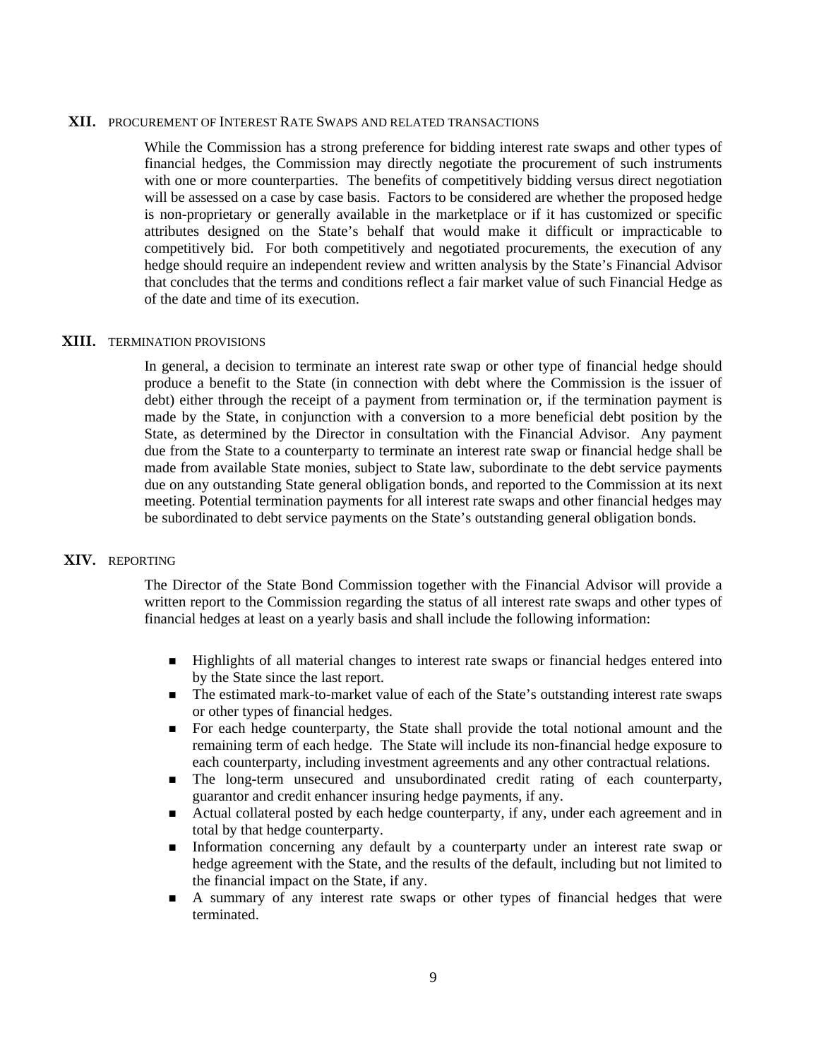## XII. PROCUREMENT OF INTEREST RATE SWAPS AND RELATED TRANSACTIONS

While the Commission has a strong preference for bidding interest rate swaps and other types of financial hedges, the Commission may directly negotiate the procurement of such instruments with one or more counterparties. The benefits of competitively bidding versus direct negotiation will be assessed on a case by case basis. Factors to be considered are whether the proposed hedge is non-proprietary or generally available in the marketplace or if it has customized or specific attributes designed on the State's behalf that would make it difficult or impracticable to competitively bid. For both competitively and negotiated procurements, the execution of any hedge should require an independent review and written analysis by the State's Financial Advisor that concludes that the terms and conditions reflect a fair market value of such Financial Hedge as of the date and time of its execution.

## XIII. TERMINATION PROVISIONS

In general, a decision to terminate an interest rate swap or other type of financial hedge should produce a benefit to the State (in connection with debt where the Commission is the issuer of debt) either through the receipt of a payment from termination or, if the termination payment is made by the State, in conjunction with a conversion to a more beneficial debt position by the State, as determined by the Director in consultation with the Financial Advisor. Any payment due from the State to a counterparty to terminate an interest rate swap or financial hedge shall be made from available State monies, subject to State law, subordinate to the debt service payments due on any outstanding State general obligation bonds, and reported to the Commission at its next meeting. Potential termination payments for all interest rate swaps and other financial hedges may be subordinated to debt service payments on the State's outstanding general obligation bonds.

## XIV. REPORTING

The Director of the State Bond Commission together with the Financial Advisor will provide a written report to the Commission regarding the status of all interest rate swaps and other types of financial hedges at least on a yearly basis and shall include the following information:

- Highlights of all material changes to interest rate swaps or financial hedges entered into by the State since the last report.
- The estimated mark-to-market value of each of the State's outstanding interest rate swaps or other types of financial hedges.
- For each hedge counterparty, the State shall provide the total notional amount and the remaining term of each hedge. The State will include its non-financial hedge exposure to each counterparty, including investment agreements and any other contractual relations.
- The long-term unsecured and unsubordinated credit rating of each counterparty, guarantor and credit enhancer insuring hedge payments, if any.
- Actual collateral posted by each hedge counterparty, if any, under each agreement and in total by that hedge counterparty.
- Information concerning any default by a counterparty under an interest rate swap or hedge agreement with the State, and the results of the default, including but not limited to the financial impact on the State, if any.
- A summary of any interest rate swaps or other types of financial hedges that were terminated.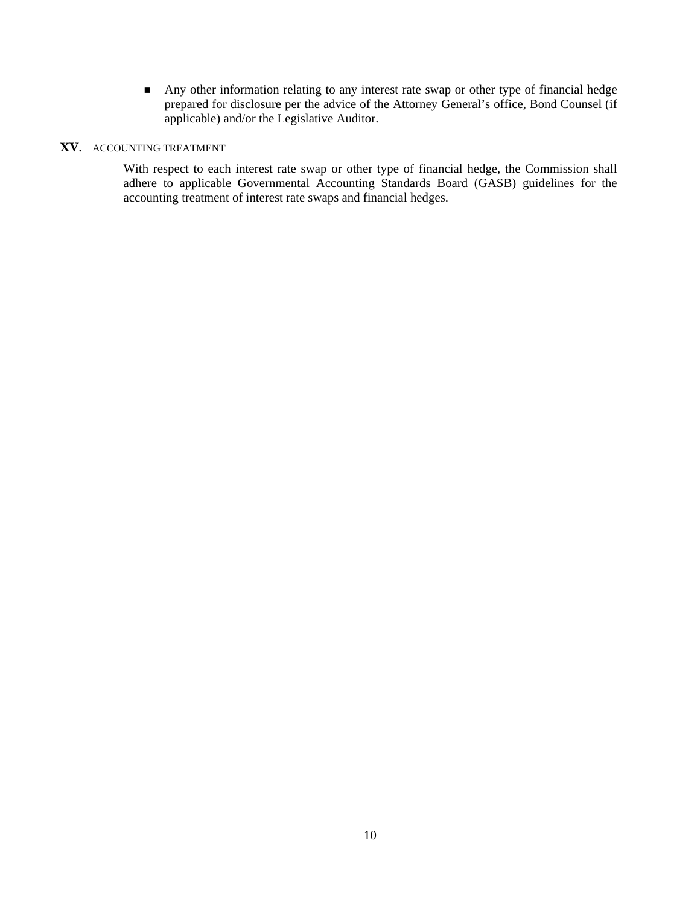- Any other information relating to any interest rate swap or other type of financial hedge prepared for disclosure per the advice of the Attorney General's office, Bond Counsel (if applicable) and/or the Legislative Auditor.

## XV. ACCOUNTING TREATMENT

With respect to each interest rate swap or other type of financial hedge, the Commission shall adhere to applicable Governmental Accounting Standards Board (GASB) guidelines for the accounting treatment of interest rate swaps and financial hedges.